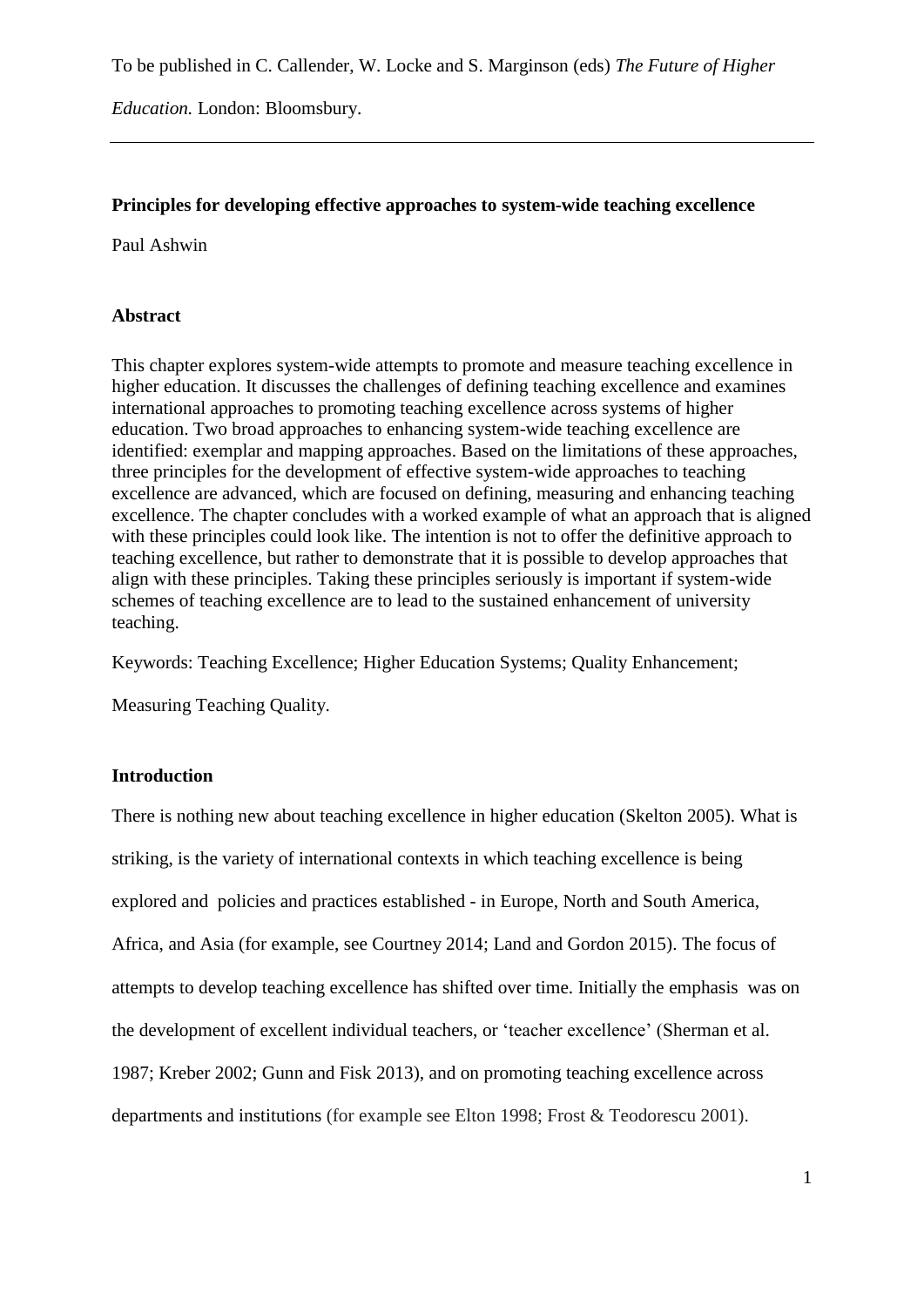To be published in C. Callender, W. Locke and S. Marginson (eds) *The Future of Higher Education.* London: Bloomsbury.

---

**Principles for developing effective approaches to system-wide teaching excellence**

Paul Ashwin

## Abstract

This chapter explores system-wide attempts to promote and measure teaching excellence in higher education. It discusses the challenges of defining teaching excellence and examines international approaches to promoting teaching excellence across systems of higher education. Two broad approaches to enhancing system-wide teaching excellence are identified: exemplar and mapping approaches. Based on the limitations of these approaches, three principles for the development of effective system-wide approaches to teaching excellence are advanced, which are focused on defining, measuring and enhancing teaching excellence. The chapter concludes with a worked example of what an approach that is aligned with these principles could look like. The intention is not to offer the definitive approach to teaching excellence, but rather to demonstrate that it is possible to develop approaches that align with these principles. Taking these principles seriously is important if system-wide schemes of teaching excellence are to lead to the sustained enhancement of university teaching.

Keywords: Teaching Excellence; Higher Education Systems; Quality Enhancement; Measuring Teaching Quality.

## Introduction

There is nothing new about teaching excellence in higher education (Skelton 2005). What is striking, is the variety of international contexts in which teaching excellence is being explored and policies and practices established - in Europe, North and South America, Africa, and Asia (for example, see Courtney 2014; Land and Gordon 2015). The focus of attempts to develop teaching excellence has shifted over time. Initially the emphasis was on the development of excellent individual teachers, or 'teacher excellence' (Sherman et al. 1987; Kreber 2002; Gunn and Fisk 2013), and on promoting teaching excellence across departments and institutions (for example see Elton 1998; Frost & Teodorescu 2001).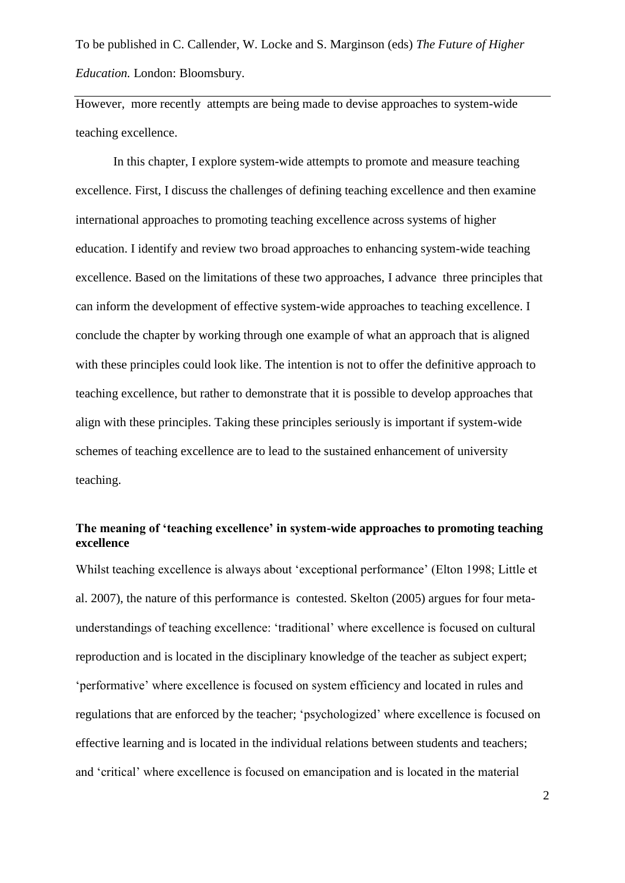However, more recently attempts are being made to devise approaches to system-wide teaching excellence.

In this chapter, I explore system-wide attempts to promote and measure teaching excellence. First, I discuss the challenges of defining teaching excellence and then examine international approaches to promoting teaching excellence across systems of higher education. I identify and review two broad approaches to enhancing system-wide teaching excellence. Based on the limitations of these two approaches, I advance three principles that can inform the development of effective system-wide approaches to teaching excellence. I conclude the chapter by working through one example of what an approach that is aligned with these principles could look like. The intention is not to offer the definitive approach to teaching excellence, but rather to demonstrate that it is possible to develop approaches that align with these principles. Taking these principles seriously is important if system-wide schemes of teaching excellence are to lead to the sustained enhancement of university teaching.

## The meaning of 'teaching excellence' in system-wide approaches to promoting teaching excellence

Whilst teaching excellence is always about 'exceptional performance' (Elton 1998; Little et al. 2007), the nature of this performance is contested. Skelton (2005) argues for four meta-understandings of teaching excellence: 'traditional' where excellence is focused on cultural reproduction and is located in the disciplinary knowledge of the teacher as subject expert; 'performative' where excellence is focused on system efficiency and located in rules and regulations that are enforced by the teacher; 'psychologized' where excellence is focused on effective learning and is located in the individual relations between students and teachers; and 'critical' where excellence is focused on emancipation and is located in the material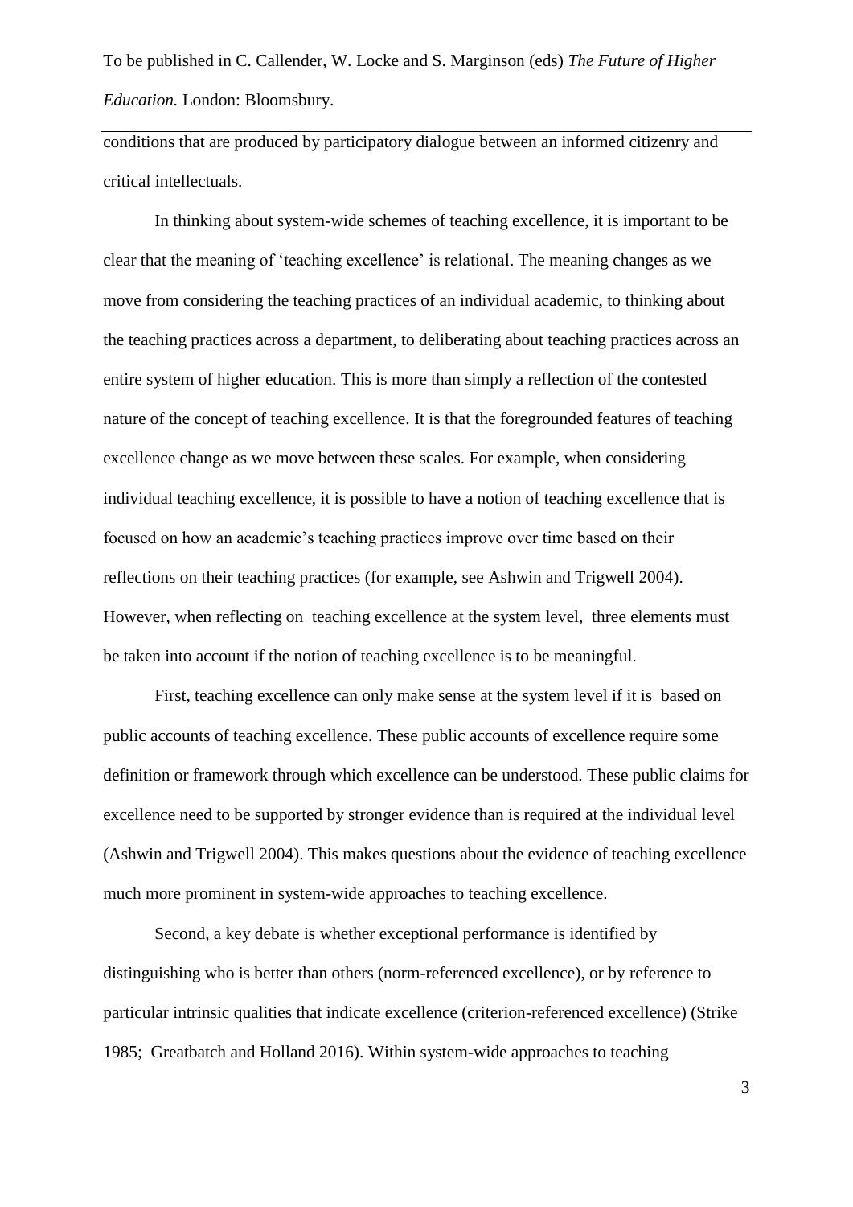conditions that are produced by participatory dialogue between an informed citizenry and critical intellectuals.

In thinking about system-wide schemes of teaching excellence, it is important to be clear that the meaning of 'teaching excellence' is relational. The meaning changes as we move from considering the teaching practices of an individual academic, to thinking about the teaching practices across a department, to deliberating about teaching practices across an entire system of higher education. This is more than simply a reflection of the contested nature of the concept of teaching excellence. It is that the foregrounded features of teaching excellence change as we move between these scales. For example, when considering individual teaching excellence, it is possible to have a notion of teaching excellence that is focused on how an academic's teaching practices improve over time based on their reflections on their teaching practices (for example, see Ashwin and Trigwell 2004). However, when reflecting on teaching excellence at the system level, three elements must be taken into account if the notion of teaching excellence is to be meaningful.

First, teaching excellence can only make sense at the system level if it is based on public accounts of teaching excellence. These public accounts of excellence require some definition or framework through which excellence can be understood. These public claims for excellence need to be supported by stronger evidence than is required at the individual level (Ashwin and Trigwell 2004). This makes questions about the evidence of teaching excellence much more prominent in system-wide approaches to teaching excellence.

Second, a key debate is whether exceptional performance is identified by distinguishing who is better than others (norm-referenced excellence), or by reference to particular intrinsic qualities that indicate excellence (criterion-referenced excellence) (Strike 1985; Greatbatch and Holland 2016). Within system-wide approaches to teaching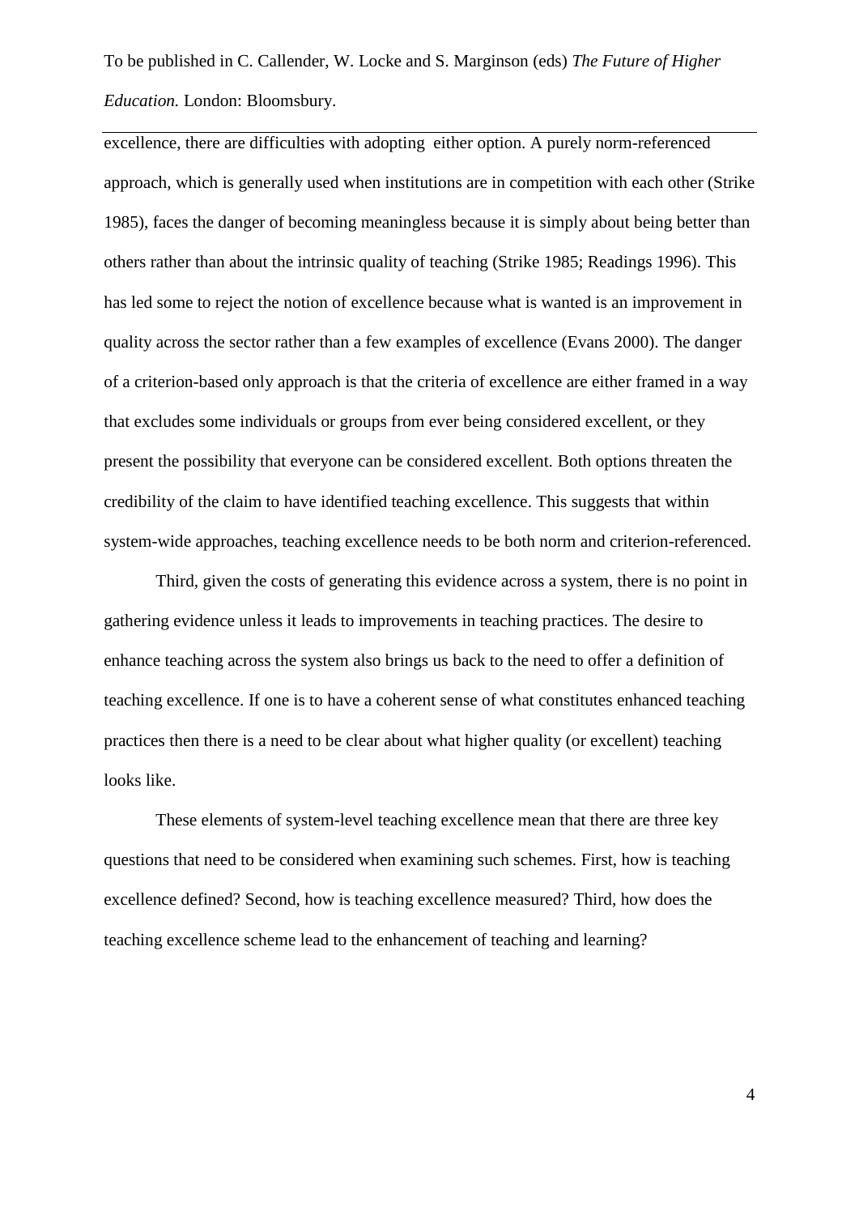excellence, there are difficulties with adopting either option. A purely norm-referenced approach, which is generally used when institutions are in competition with each other (Strike 1985), faces the danger of becoming meaningless because it is simply about being better than others rather than about the intrinsic quality of teaching (Strike 1985; Readings 1996). This has led some to reject the notion of excellence because what is wanted is an improvement in quality across the sector rather than a few examples of excellence (Evans 2000). The danger of a criterion-based only approach is that the criteria of excellence are either framed in a way that excludes some individuals or groups from ever being considered excellent, or they present the possibility that everyone can be considered excellent. Both options threaten the credibility of the claim to have identified teaching excellence. This suggests that within system-wide approaches, teaching excellence needs to be both norm and criterion-referenced.

Third, given the costs of generating this evidence across a system, there is no point in gathering evidence unless it leads to improvements in teaching practices. The desire to enhance teaching across the system also brings us back to the need to offer a definition of teaching excellence. If one is to have a coherent sense of what constitutes enhanced teaching practices then there is a need to be clear about what higher quality (or excellent) teaching looks like.

These elements of system-level teaching excellence mean that there are three key questions that need to be considered when examining such schemes. First, how is teaching excellence defined? Second, how is teaching excellence measured? Third, how does the teaching excellence scheme lead to the enhancement of teaching and learning?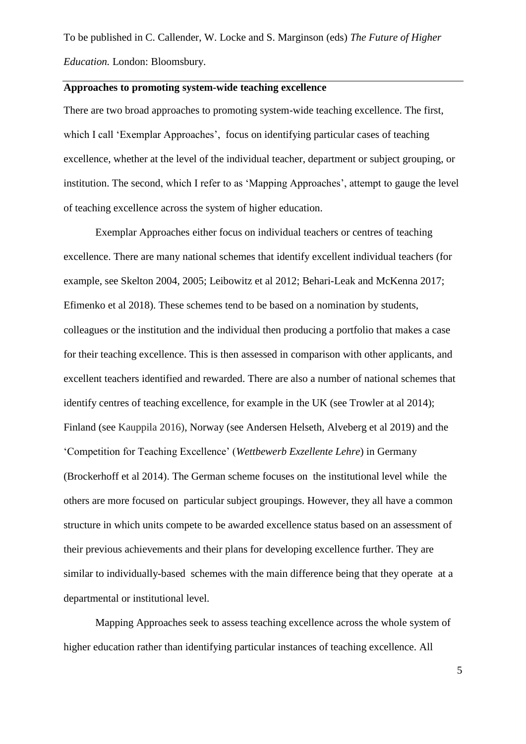## Approaches to promoting system-wide teaching excellence

There are two broad approaches to promoting system-wide teaching excellence. The first, which I call 'Exemplar Approaches', focus on identifying particular cases of teaching excellence, whether at the level of the individual teacher, department or subject grouping, or institution. The second, which I refer to as 'Mapping Approaches', attempt to gauge the level of teaching excellence across the system of higher education.

Exemplar Approaches either focus on individual teachers or centres of teaching excellence. There are many national schemes that identify excellent individual teachers (for example, see Skelton 2004, 2005; Leibowitz et al 2012; Behari-Leak and McKenna 2017; Efimenko et al 2018). These schemes tend to be based on a nomination by students, colleagues or the institution and the individual then producing a portfolio that makes a case for their teaching excellence. This is then assessed in comparison with other applicants, and excellent teachers identified and rewarded. There are also a number of national schemes that identify centres of teaching excellence, for example in the UK (see Trowler at al 2014); Finland (see Kauppila 2016), Norway (see Andersen Helseth, Alveberg et al 2019) and the 'Competition for Teaching Excellence' (*Wettbewerb Exzellente Lehre*) in Germany (Brockerhoff et al 2014). The German scheme focuses on the institutional level while the others are more focused on particular subject groupings. However, they all have a common structure in which units compete to be awarded excellence status based on an assessment of their previous achievements and their plans for developing excellence further. They are similar to individually-based schemes with the main difference being that they operate at a departmental or institutional level.

Mapping Approaches seek to assess teaching excellence across the whole system of higher education rather than identifying particular instances of teaching excellence. All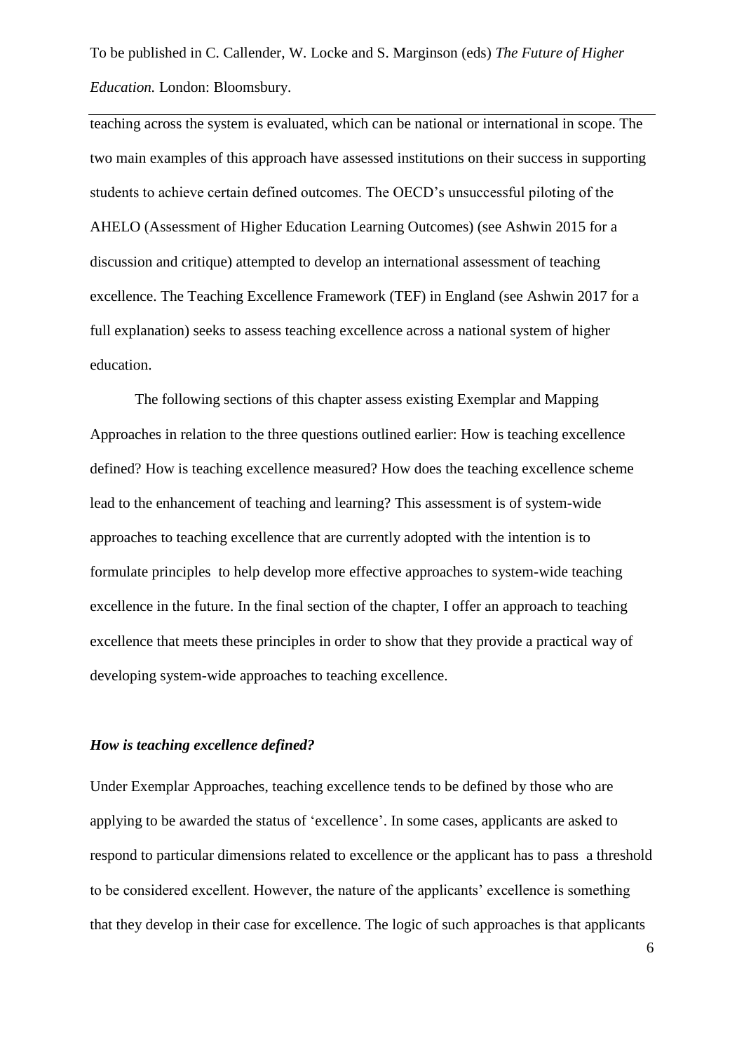teaching across the system is evaluated, which can be national or international in scope. The two main examples of this approach have assessed institutions on their success in supporting students to achieve certain defined outcomes. The OECD's unsuccessful piloting of the AHELO (Assessment of Higher Education Learning Outcomes) (see Ashwin 2015 for a discussion and critique) attempted to develop an international assessment of teaching excellence. The Teaching Excellence Framework (TEF) in England (see Ashwin 2017 for a full explanation) seeks to assess teaching excellence across a national system of higher education.

The following sections of this chapter assess existing Exemplar and Mapping Approaches in relation to the three questions outlined earlier: How is teaching excellence defined? How is teaching excellence measured? How does the teaching excellence scheme lead to the enhancement of teaching and learning? This assessment is of system-wide approaches to teaching excellence that are currently adopted with the intention is to formulate principles to help develop more effective approaches to system-wide teaching excellence in the future. In the final section of the chapter, I offer an approach to teaching excellence that meets these principles in order to show that they provide a practical way of developing system-wide approaches to teaching excellence.

### *How is teaching excellence defined?*

Under Exemplar Approaches, teaching excellence tends to be defined by those who are applying to be awarded the status of 'excellence'. In some cases, applicants are asked to respond to particular dimensions related to excellence or the applicant has to pass a threshold to be considered excellent. However, the nature of the applicants' excellence is something that they develop in their case for excellence. The logic of such approaches is that applicants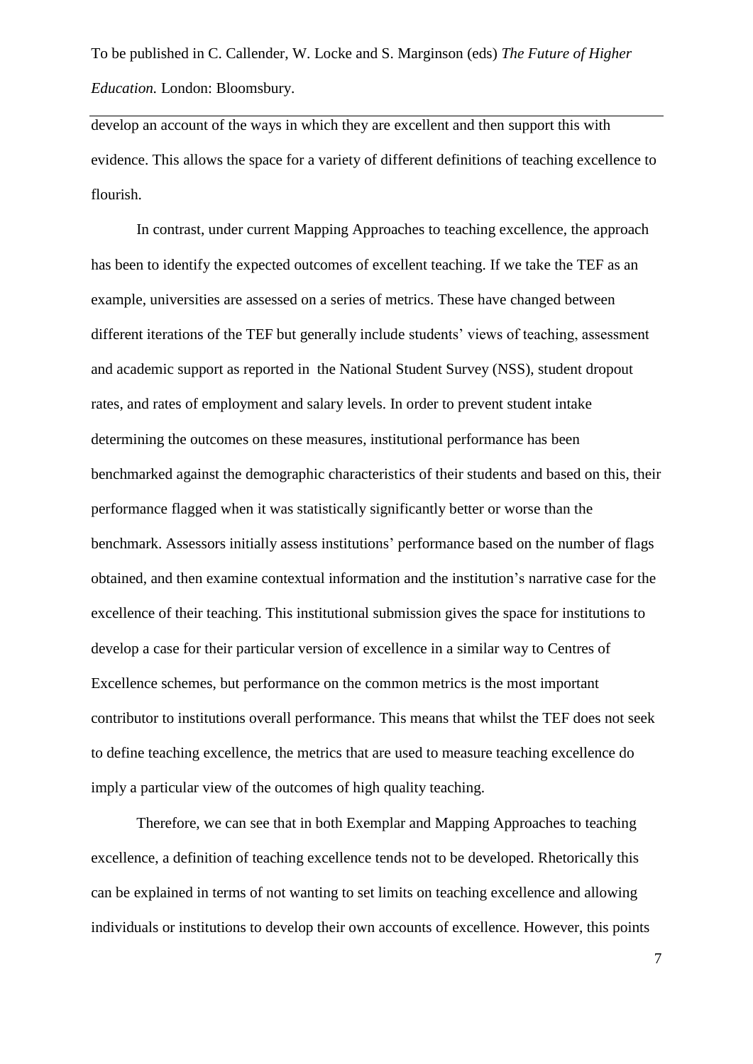develop an account of the ways in which they are excellent and then support this with evidence. This allows the space for a variety of different definitions of teaching excellence to flourish.

In contrast, under current Mapping Approaches to teaching excellence, the approach has been to identify the expected outcomes of excellent teaching. If we take the TEF as an example, universities are assessed on a series of metrics. These have changed between different iterations of the TEF but generally include students' views of teaching, assessment and academic support as reported in the National Student Survey (NSS), student dropout rates, and rates of employment and salary levels. In order to prevent student intake determining the outcomes on these measures, institutional performance has been benchmarked against the demographic characteristics of their students and based on this, their performance flagged when it was statistically significantly better or worse than the benchmark. Assessors initially assess institutions' performance based on the number of flags obtained, and then examine contextual information and the institution's narrative case for the excellence of their teaching. This institutional submission gives the space for institutions to develop a case for their particular version of excellence in a similar way to Centres of Excellence schemes, but performance on the common metrics is the most important contributor to institutions overall performance. This means that whilst the TEF does not seek to define teaching excellence, the metrics that are used to measure teaching excellence do imply a particular view of the outcomes of high quality teaching.

Therefore, we can see that in both Exemplar and Mapping Approaches to teaching excellence, a definition of teaching excellence tends not to be developed. Rhetorically this can be explained in terms of not wanting to set limits on teaching excellence and allowing individuals or institutions to develop their own accounts of excellence. However, this points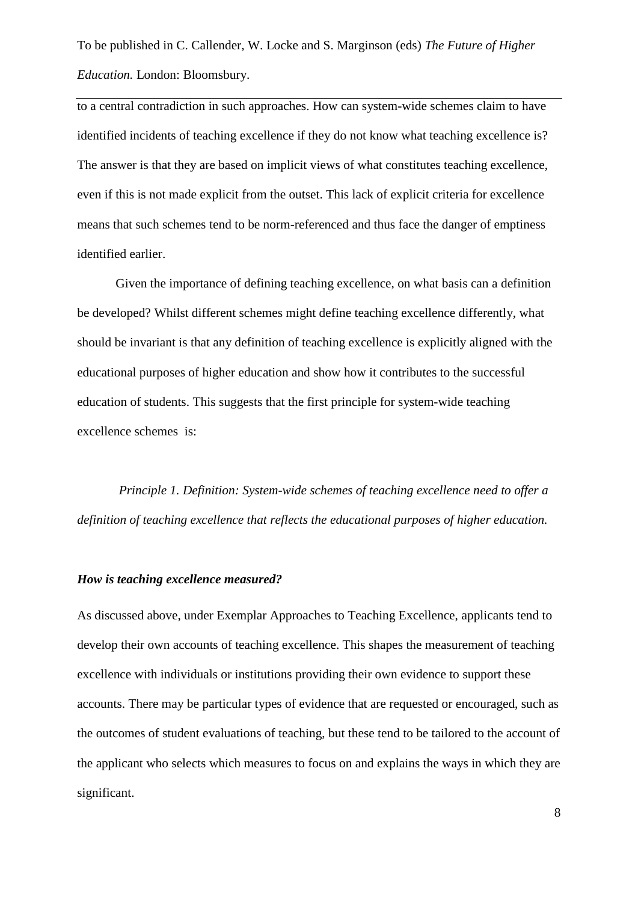to a central contradiction in such approaches. How can system-wide schemes claim to have identified incidents of teaching excellence if they do not know what teaching excellence is? The answer is that they are based on implicit views of what constitutes teaching excellence, even if this is not made explicit from the outset. This lack of explicit criteria for excellence means that such schemes tend to be norm-referenced and thus face the danger of emptiness identified earlier.

Given the importance of defining teaching excellence, on what basis can a definition be developed? Whilst different schemes might define teaching excellence differently, what should be invariant is that any definition of teaching excellence is explicitly aligned with the educational purposes of higher education and show how it contributes to the successful education of students. This suggests that the first principle for system-wide teaching excellence schemes is:

*Principle 1. Definition: System-wide schemes of teaching excellence need to offer a definition of teaching excellence that reflects the educational purposes of higher education.*

### *How is teaching excellence measured?*

As discussed above, under Exemplar Approaches to Teaching Excellence, applicants tend to develop their own accounts of teaching excellence. This shapes the measurement of teaching excellence with individuals or institutions providing their own evidence to support these accounts. There may be particular types of evidence that are requested or encouraged, such as the outcomes of student evaluations of teaching, but these tend to be tailored to the account of the applicant who selects which measures to focus on and explains the ways in which they are significant.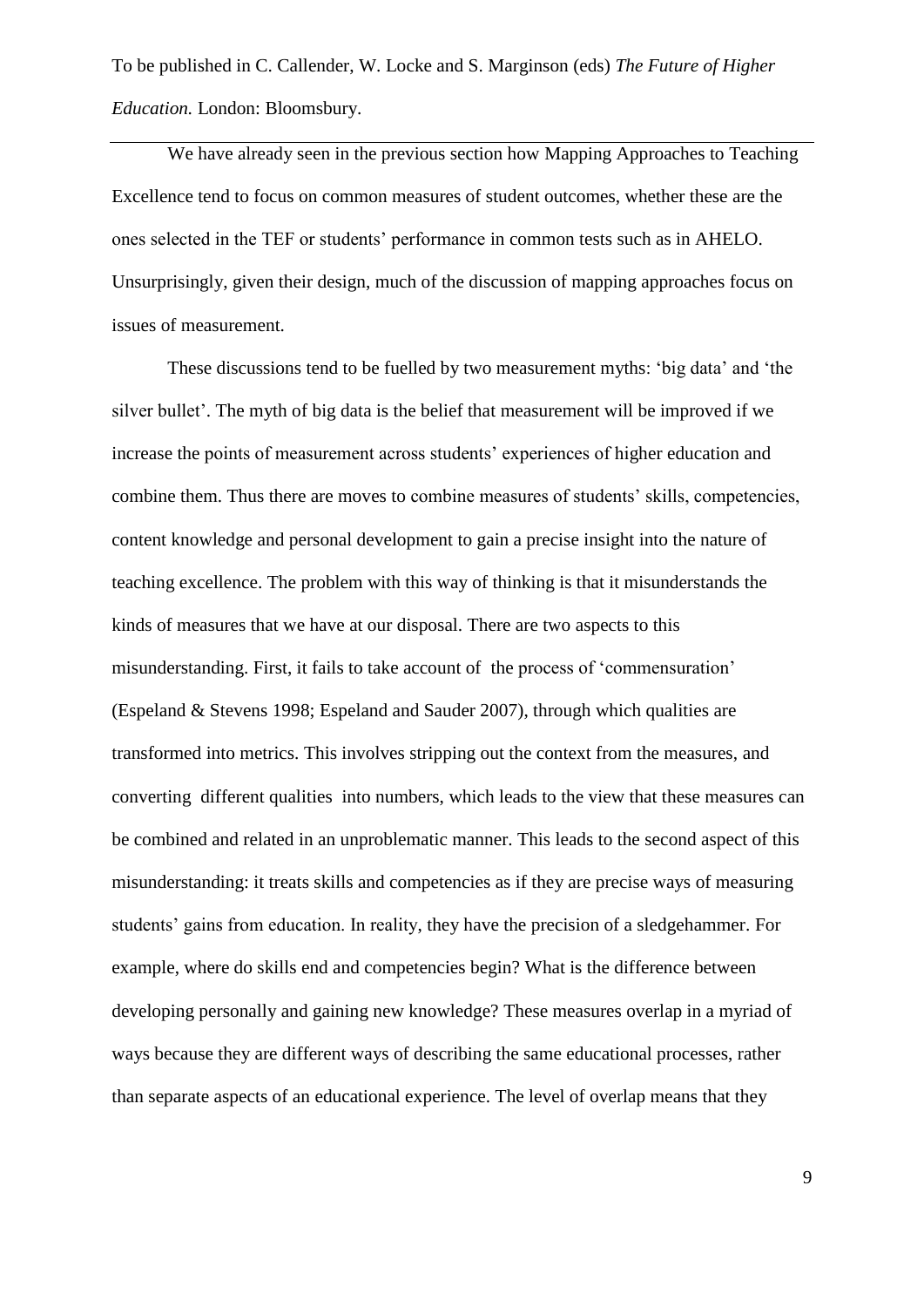We have already seen in the previous section how Mapping Approaches to Teaching Excellence tend to focus on common measures of student outcomes, whether these are the ones selected in the TEF or students' performance in common tests such as in AHELO. Unsurprisingly, given their design, much of the discussion of mapping approaches focus on issues of measurement.

These discussions tend to be fuelled by two measurement myths: 'big data' and 'the silver bullet'. The myth of big data is the belief that measurement will be improved if we increase the points of measurement across students' experiences of higher education and combine them. Thus there are moves to combine measures of students' skills, competencies, content knowledge and personal development to gain a precise insight into the nature of teaching excellence. The problem with this way of thinking is that it misunderstands the kinds of measures that we have at our disposal. There are two aspects to this misunderstanding. First, it fails to take account of the process of 'commensuration' (Espeland & Stevens 1998; Espeland and Sauder 2007), through which qualities are transformed into metrics. This involves stripping out the context from the measures, and converting different qualities into numbers, which leads to the view that these measures can be combined and related in an unproblematic manner. This leads to the second aspect of this misunderstanding: it treats skills and competencies as if they are precise ways of measuring students' gains from education. In reality, they have the precision of a sledgehammer. For example, where do skills end and competencies begin? What is the difference between developing personally and gaining new knowledge? These measures overlap in a myriad of ways because they are different ways of describing the same educational processes, rather than separate aspects of an educational experience. The level of overlap means that they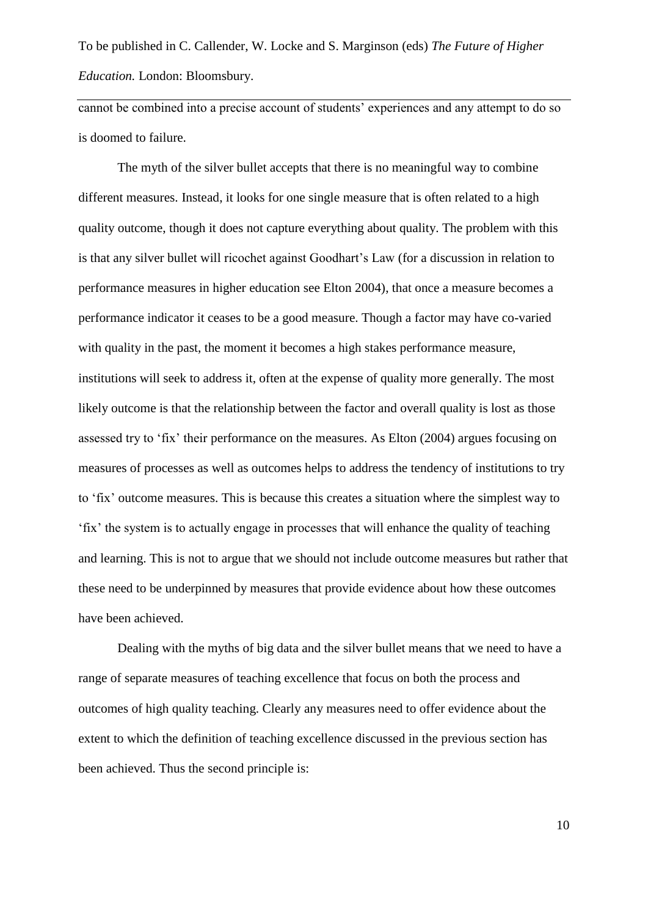cannot be combined into a precise account of students' experiences and any attempt to do so is doomed to failure.

The myth of the silver bullet accepts that there is no meaningful way to combine different measures. Instead, it looks for one single measure that is often related to a high quality outcome, though it does not capture everything about quality. The problem with this is that any silver bullet will ricochet against Goodhart's Law (for a discussion in relation to performance measures in higher education see Elton 2004), that once a measure becomes a performance indicator it ceases to be a good measure. Though a factor may have co-varied with quality in the past, the moment it becomes a high stakes performance measure, institutions will seek to address it, often at the expense of quality more generally. The most likely outcome is that the relationship between the factor and overall quality is lost as those assessed try to 'fix' their performance on the measures. As Elton (2004) argues focusing on measures of processes as well as outcomes helps to address the tendency of institutions to try to 'fix' outcome measures. This is because this creates a situation where the simplest way to 'fix' the system is to actually engage in processes that will enhance the quality of teaching and learning. This is not to argue that we should not include outcome measures but rather that these need to be underpinned by measures that provide evidence about how these outcomes have been achieved.

Dealing with the myths of big data and the silver bullet means that we need to have a range of separate measures of teaching excellence that focus on both the process and outcomes of high quality teaching. Clearly any measures need to offer evidence about the extent to which the definition of teaching excellence discussed in the previous section has been achieved. Thus the second principle is: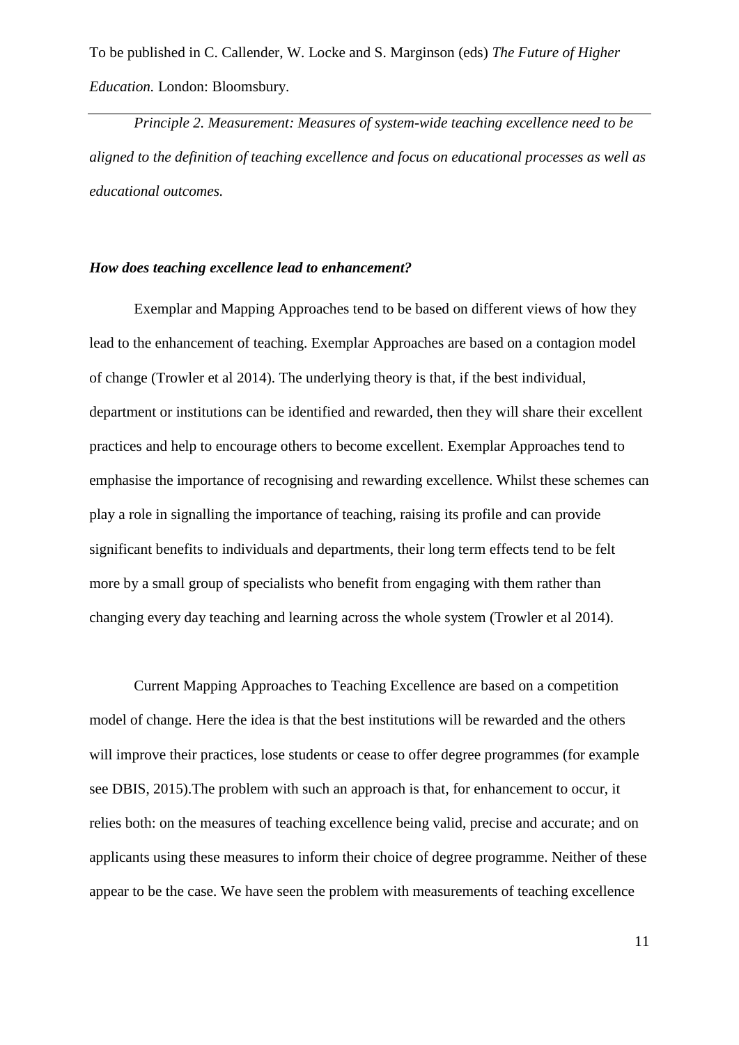*Principle 2. Measurement: Measures of system-wide teaching excellence need to be aligned to the definition of teaching excellence and focus on educational processes as well as educational outcomes.*

### *How does teaching excellence lead to enhancement?*

Exemplar and Mapping Approaches tend to be based on different views of how they lead to the enhancement of teaching. Exemplar Approaches are based on a contagion model of change (Trowler et al 2014). The underlying theory is that, if the best individual, department or institutions can be identified and rewarded, then they will share their excellent practices and help to encourage others to become excellent. Exemplar Approaches tend to emphasise the importance of recognising and rewarding excellence. Whilst these schemes can play a role in signalling the importance of teaching, raising its profile and can provide significant benefits to individuals and departments, their long term effects tend to be felt more by a small group of specialists who benefit from engaging with them rather than changing every day teaching and learning across the whole system (Trowler et al 2014).

Current Mapping Approaches to Teaching Excellence are based on a competition model of change. Here the idea is that the best institutions will be rewarded and the others will improve their practices, lose students or cease to offer degree programmes (for example see DBIS, 2015).The problem with such an approach is that, for enhancement to occur, it relies both: on the measures of teaching excellence being valid, precise and accurate; and on applicants using these measures to inform their choice of degree programme. Neither of these appear to be the case. We have seen the problem with measurements of teaching excellence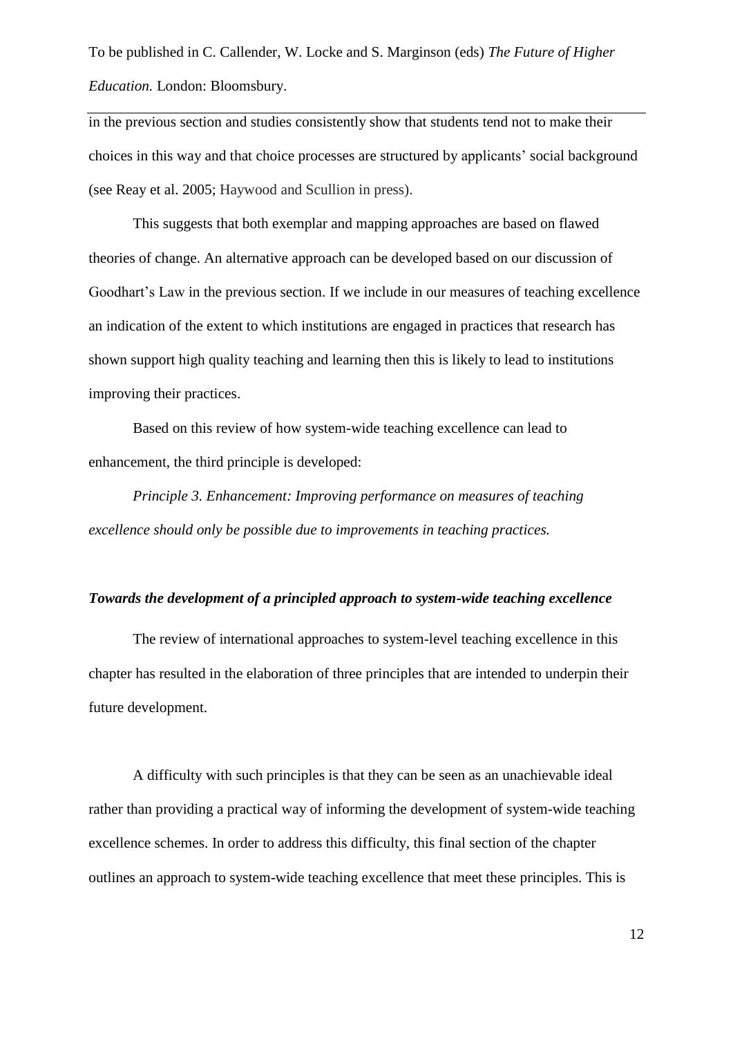in the previous section and studies consistently show that students tend not to make their choices in this way and that choice processes are structured by applicants' social background (see Reay et al. 2005; Haywood and Scullion in press).

This suggests that both exemplar and mapping approaches are based on flawed theories of change. An alternative approach can be developed based on our discussion of Goodhart's Law in the previous section. If we include in our measures of teaching excellence an indication of the extent to which institutions are engaged in practices that research has shown support high quality teaching and learning then this is likely to lead to institutions improving their practices.

Based on this review of how system-wide teaching excellence can lead to enhancement, the third principle is developed:

*Principle 3. Enhancement: Improving performance on measures of teaching excellence should only be possible due to improvements in teaching practices.*

### ***Towards the development of a principled approach to system-wide teaching excellence***

The review of international approaches to system-level teaching excellence in this chapter has resulted in the elaboration of three principles that are intended to underpin their future development.

A difficulty with such principles is that they can be seen as an unachievable ideal rather than providing a practical way of informing the development of system-wide teaching excellence schemes. In order to address this difficulty, this final section of the chapter outlines an approach to system-wide teaching excellence that meet these principles. This is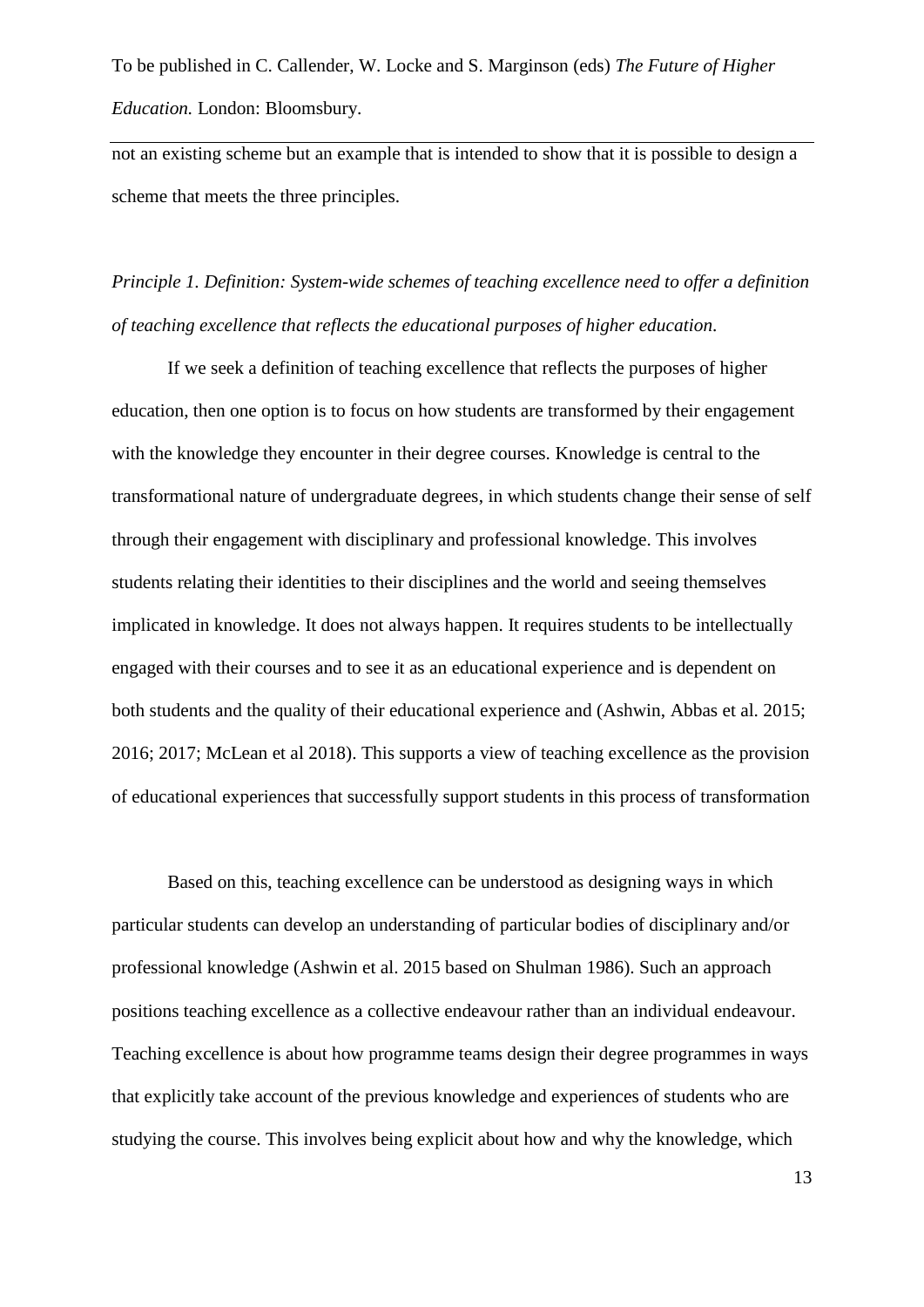not an existing scheme but an example that is intended to show that it is possible to design a scheme that meets the three principles.

*Principle 1. Definition: System-wide schemes of teaching excellence need to offer a definition of teaching excellence that reflects the educational purposes of higher education.*

If we seek a definition of teaching excellence that reflects the purposes of higher education, then one option is to focus on how students are transformed by their engagement with the knowledge they encounter in their degree courses. Knowledge is central to the transformational nature of undergraduate degrees, in which students change their sense of self through their engagement with disciplinary and professional knowledge. This involves students relating their identities to their disciplines and the world and seeing themselves implicated in knowledge. It does not always happen. It requires students to be intellectually engaged with their courses and to see it as an educational experience and is dependent on both students and the quality of their educational experience and (Ashwin, Abbas et al. 2015; 2016; 2017; McLean et al 2018). This supports a view of teaching excellence as the provision of educational experiences that successfully support students in this process of transformation

Based on this, teaching excellence can be understood as designing ways in which particular students can develop an understanding of particular bodies of disciplinary and/or professional knowledge (Ashwin et al. 2015 based on Shulman 1986). Such an approach positions teaching excellence as a collective endeavour rather than an individual endeavour. Teaching excellence is about how programme teams design their degree programmes in ways that explicitly take account of the previous knowledge and experiences of students who are studying the course. This involves being explicit about how and why the knowledge, which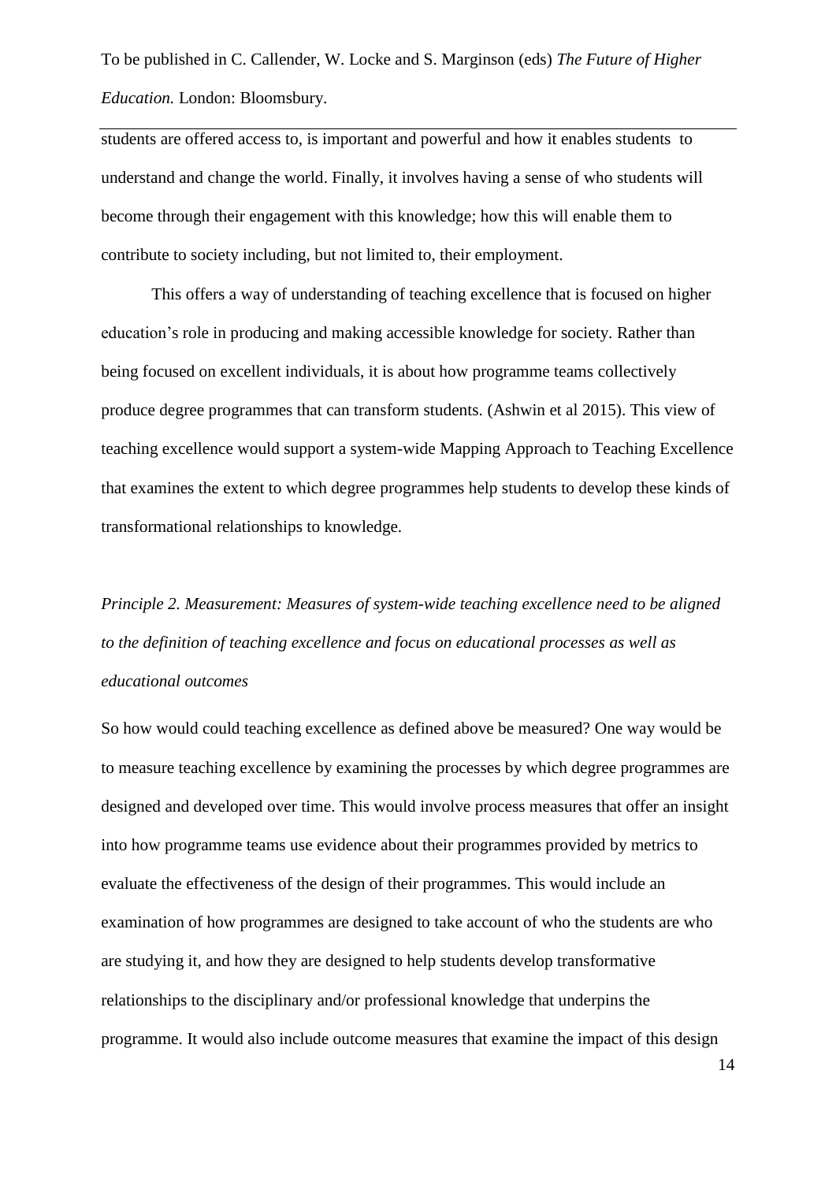students are offered access to, is important and powerful and how it enables students to understand and change the world. Finally, it involves having a sense of who students will become through their engagement with this knowledge; how this will enable them to contribute to society including, but not limited to, their employment.

This offers a way of understanding of teaching excellence that is focused on higher education's role in producing and making accessible knowledge for society. Rather than being focused on excellent individuals, it is about how programme teams collectively produce degree programmes that can transform students. (Ashwin et al 2015). This view of teaching excellence would support a system-wide Mapping Approach to Teaching Excellence that examines the extent to which degree programmes help students to develop these kinds of transformational relationships to knowledge.

*Principle 2. Measurement: Measures of system-wide teaching excellence need to be aligned to the definition of teaching excellence and focus on educational processes as well as educational outcomes*

So how would could teaching excellence as defined above be measured? One way would be to measure teaching excellence by examining the processes by which degree programmes are designed and developed over time. This would involve process measures that offer an insight into how programme teams use evidence about their programmes provided by metrics to evaluate the effectiveness of the design of their programmes. This would include an examination of how programmes are designed to take account of who the students are who are studying it, and how they are designed to help students develop transformative relationships to the disciplinary and/or professional knowledge that underpins the programme. It would also include outcome measures that examine the impact of this design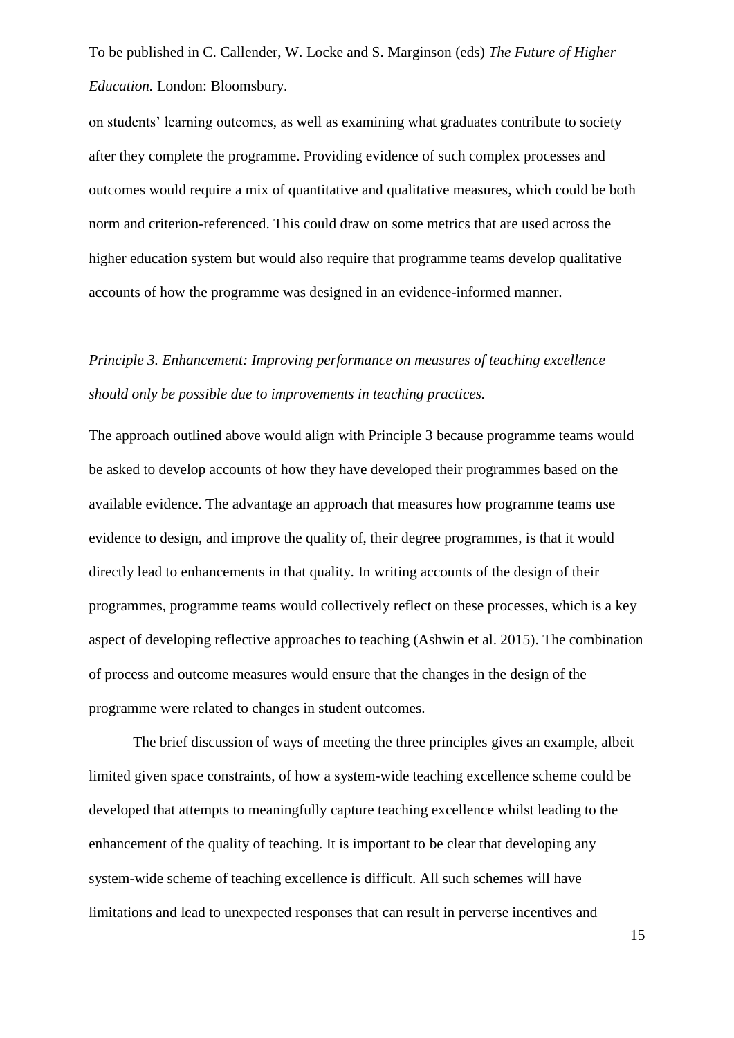on students' learning outcomes, as well as examining what graduates contribute to society after they complete the programme. Providing evidence of such complex processes and outcomes would require a mix of quantitative and qualitative measures, which could be both norm and criterion-referenced. This could draw on some metrics that are used across the higher education system but would also require that programme teams develop qualitative accounts of how the programme was designed in an evidence-informed manner.

*Principle 3. Enhancement: Improving performance on measures of teaching excellence should only be possible due to improvements in teaching practices.*

The approach outlined above would align with Principle 3 because programme teams would be asked to develop accounts of how they have developed their programmes based on the available evidence. The advantage an approach that measures how programme teams use evidence to design, and improve the quality of, their degree programmes, is that it would directly lead to enhancements in that quality. In writing accounts of the design of their programmes, programme teams would collectively reflect on these processes, which is a key aspect of developing reflective approaches to teaching (Ashwin et al. 2015). The combination of process and outcome measures would ensure that the changes in the design of the programme were related to changes in student outcomes.

The brief discussion of ways of meeting the three principles gives an example, albeit limited given space constraints, of how a system-wide teaching excellence scheme could be developed that attempts to meaningfully capture teaching excellence whilst leading to the enhancement of the quality of teaching. It is important to be clear that developing any system-wide scheme of teaching excellence is difficult. All such schemes will have limitations and lead to unexpected responses that can result in perverse incentives and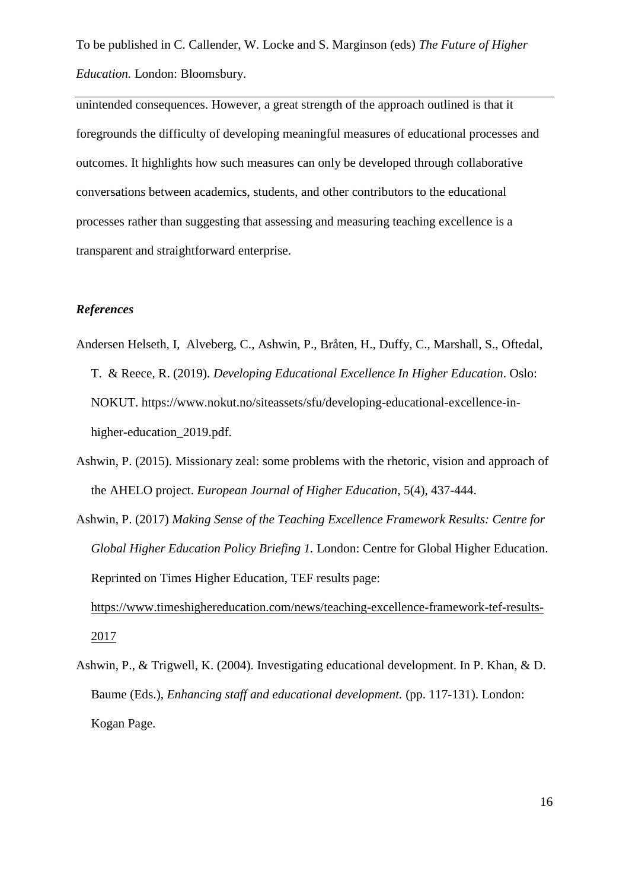unintended consequences. However, a great strength of the approach outlined is that it foregrounds the difficulty of developing meaningful measures of educational processes and outcomes. It highlights how such measures can only be developed through collaborative conversations between academics, students, and other contributors to the educational processes rather than suggesting that assessing and measuring teaching excellence is a transparent and straightforward enterprise.

### *References*

Andersen Helseth, I, Alveberg, C., Ashwin, P., Bråten, H., Duffy, C., Marshall, S., Oftedal, T. & Reece, R. (2019). *Developing Educational Excellence In Higher Education*. Oslo: NOKUT. https://www.nokut.no/siteassets/sfu/developing-educational-excellence-in-higher-education_2019.pdf.

Ashwin, P. (2015). Missionary zeal: some problems with the rhetoric, vision and approach of the AHELO project. *European Journal of Higher Education*, 5(4), 437-444.

Ashwin, P. (2017) *Making Sense of the Teaching Excellence Framework Results: Centre for Global Higher Education Policy Briefing 1.* London: Centre for Global Higher Education. Reprinted on Times Higher Education, TEF results page: https://www.timeshighereducation.com/news/teaching-excellence-framework-tef-results-2017

Ashwin, P., & Trigwell, K. (2004). Investigating educational development. In P. Khan, & D. Baume (Eds.), *Enhancing staff and educational development.* (pp. 117-131). London: Kogan Page.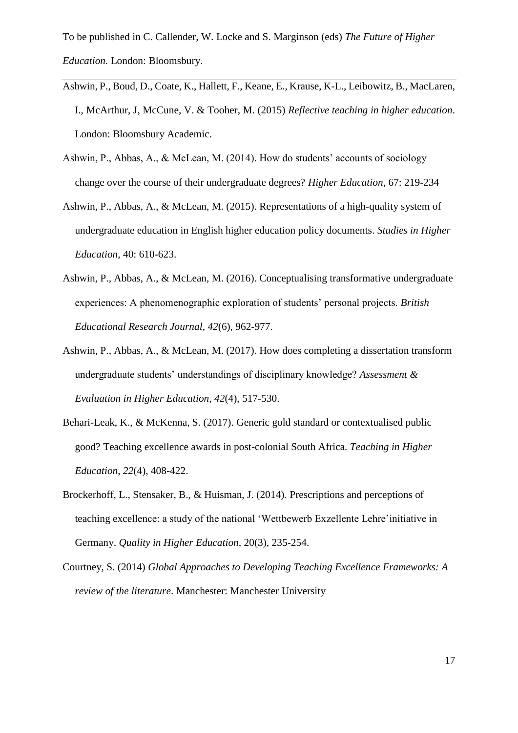To be published in C. Callender, W. Locke and S. Marginson (eds) *The Future of Higher Education.* London: Bloomsbury.

---

Ashwin, P., Boud, D., Coate, K., Hallett, F., Keane, E., Krause, K-L., Leibowitz, B., MacLaren, I., McArthur, J, McCune, V. & Tooher, M. (2015) *Reflective teaching in higher education*. London: Bloomsbury Academic.

Ashwin, P., Abbas, A., & McLean, M. (2014). How do students' accounts of sociology change over the course of their undergraduate degrees? *Higher Education*, 67: 219-234

Ashwin, P., Abbas, A., & McLean, M. (2015). Representations of a high-quality system of undergraduate education in English higher education policy documents. *Studies in Higher Education*, 40: 610-623.

Ashwin, P., Abbas, A., & McLean, M. (2016). Conceptualising transformative undergraduate experiences: A phenomenographic exploration of students' personal projects. *British Educational Research Journal*, *42*(6), 962-977.

Ashwin, P., Abbas, A., & McLean, M. (2017). How does completing a dissertation transform undergraduate students' understandings of disciplinary knowledge? *Assessment & Evaluation in Higher Education*, *42*(4), 517-530.

Behari-Leak, K., & McKenna, S. (2017). Generic gold standard or contextualised public good? Teaching excellence awards in post-colonial South Africa. *Teaching in Higher Education*, *22*(4), 408-422.

Brockerhoff, L., Stensaker, B., & Huisman, J. (2014). Prescriptions and perceptions of teaching excellence: a study of the national 'Wettbewerb Exzellente Lehre'initiative in Germany. *Quality in Higher Education*, 20(3), 235-254.

Courtney, S. (2014) *Global Approaches to Developing Teaching Excellence Frameworks: A review of the literature*. Manchester: Manchester University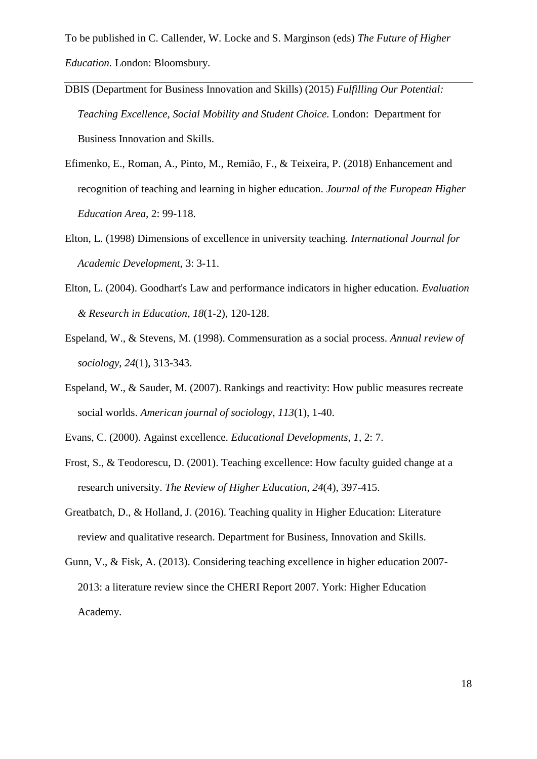To be published in C. Callender, W. Locke and S. Marginson (eds) *The Future of Higher Education.* London: Bloomsbury.

---

DBIS (Department for Business Innovation and Skills) (2015) *Fulfilling Our Potential: Teaching Excellence, Social Mobility and Student Choice.* London: Department for Business Innovation and Skills.

Efimenko, E., Roman, A., Pinto, M., Remião, F., & Teixeira, P. (2018) Enhancement and recognition of teaching and learning in higher education. *Journal of the European Higher Education Area,* 2: 99-118.

Elton, L. (1998) Dimensions of excellence in university teaching. *International Journal for Academic Development,* 3: 3-11.

Elton, L. (2004). Goodhart's Law and performance indicators in higher education. *Evaluation & Research in Education*, *18*(1-2), 120-128.

Espeland, W., & Stevens, M. (1998). Commensuration as a social process. *Annual review of sociology*, *24*(1), 313-343.

Espeland, W., & Sauder, M. (2007). Rankings and reactivity: How public measures recreate social worlds. *American journal of sociology*, *113*(1), 1-40.

Evans, C. (2000). Against excellence. *Educational Developments*, *1*, 2: 7.

Frost, S., & Teodorescu, D. (2001). Teaching excellence: How faculty guided change at a research university. *The Review of Higher Education*, *24*(4), 397-415.

Greatbatch, D., & Holland, J. (2016). Teaching quality in Higher Education: Literature review and qualitative research. Department for Business, Innovation and Skills.

Gunn, V., & Fisk, A. (2013). Considering teaching excellence in higher education 2007-2013: a literature review since the CHERI Report 2007. York: Higher Education Academy.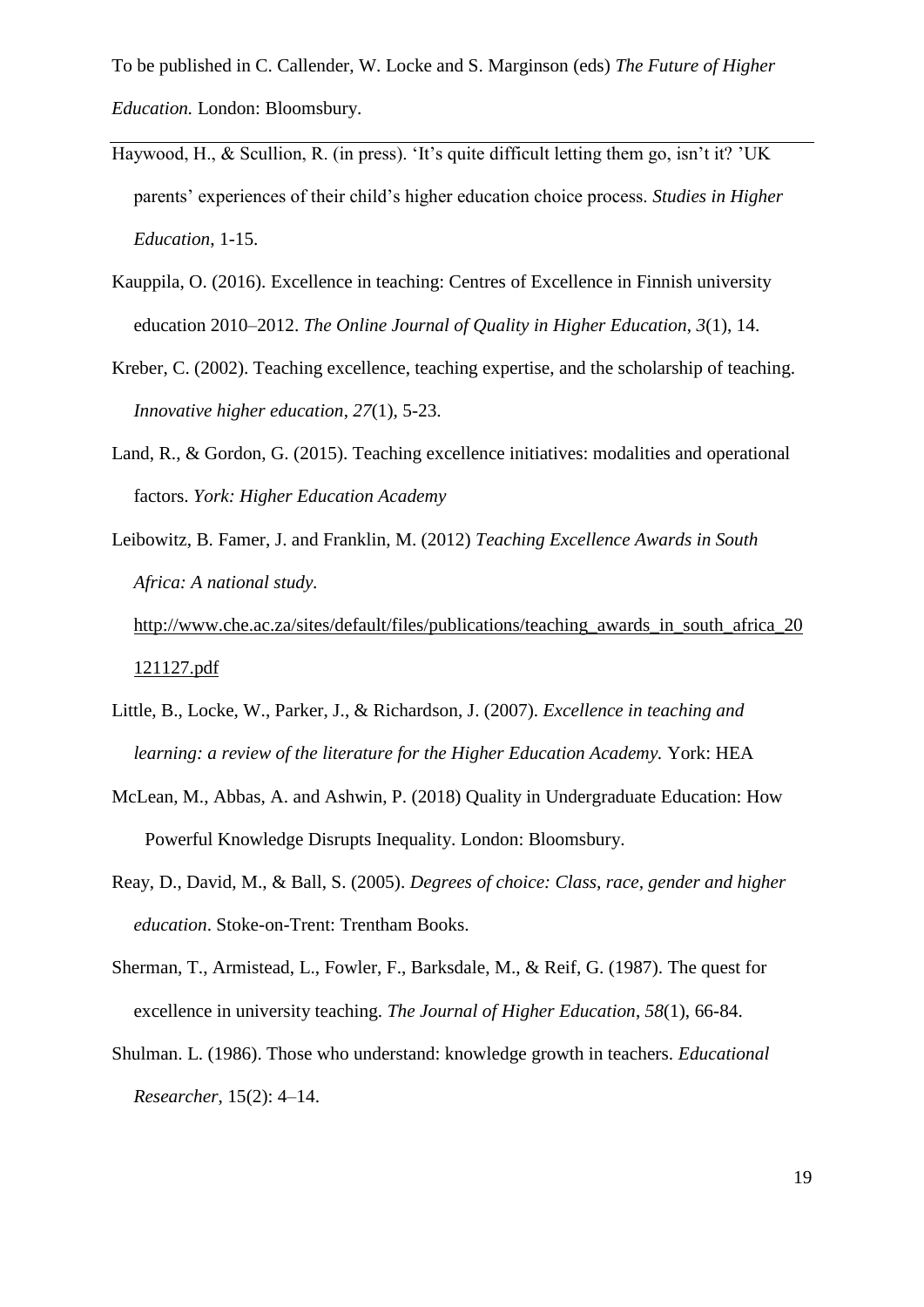To be published in C. Callender, W. Locke and S. Marginson (eds) *The Future of Higher Education.* London: Bloomsbury.

---

Haywood, H., & Scullion, R. (in press). 'It's quite difficult letting them go, isn't it? 'UK parents' experiences of their child's higher education choice process. *Studies in Higher Education*, 1-15.

Kauppila, O. (2016). Excellence in teaching: Centres of Excellence in Finnish university education 2010–2012. *The Online Journal of Quality in Higher Education*, *3*(1), 14.

Kreber, C. (2002). Teaching excellence, teaching expertise, and the scholarship of teaching. *Innovative higher education*, *27*(1), 5-23.

Land, R., & Gordon, G. (2015). Teaching excellence initiatives: modalities and operational factors. *York: Higher Education Academy*

Leibowitz, B. Famer, J. and Franklin, M. (2012) *Teaching Excellence Awards in South Africa: A national study.* http://www.che.ac.za/sites/default/files/publications/teaching_awards_in_south_africa_20121127.pdf

Little, B., Locke, W., Parker, J., & Richardson, J. (2007). *Excellence in teaching and learning: a review of the literature for the Higher Education Academy.* York: HEA

McLean, M., Abbas, A. and Ashwin, P. (2018) Quality in Undergraduate Education: How Powerful Knowledge Disrupts Inequality. London: Bloomsbury.

Reay, D., David, M., & Ball, S. (2005). *Degrees of choice: Class, race, gender and higher education*. Stoke-on-Trent: Trentham Books.

Sherman, T., Armistead, L., Fowler, F., Barksdale, M., & Reif, G. (1987). The quest for excellence in university teaching. *The Journal of Higher Education*, *58*(1), 66-84.

Shulman. L. (1986). Those who understand: knowledge growth in teachers. *Educational Researcher*, 15(2): 4–14.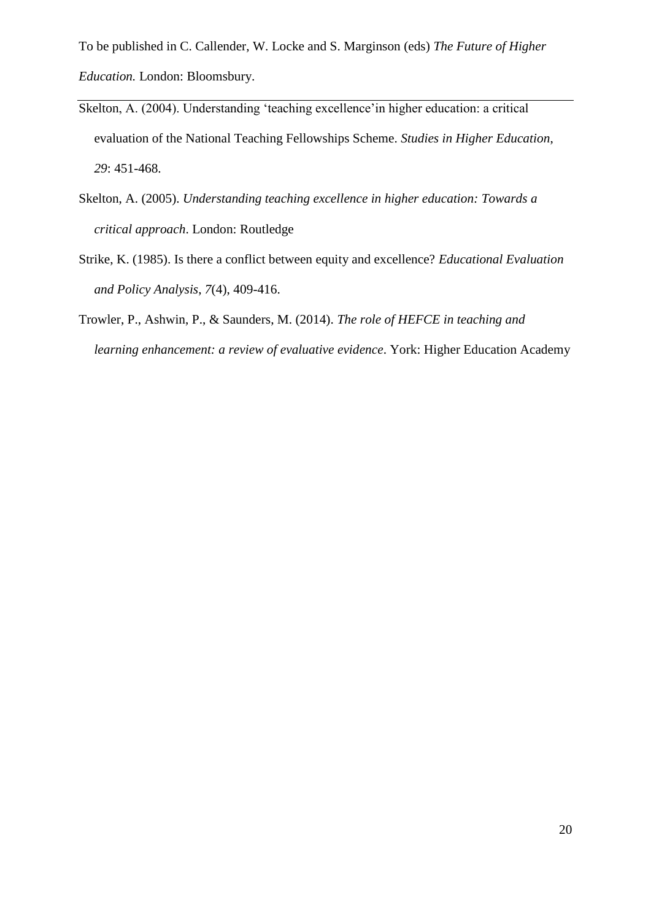Skelton, A. (2004). Understanding 'teaching excellence'in higher education: a critical evaluation of the National Teaching Fellowships Scheme. *Studies in Higher Education*, *29*: 451-468.

Skelton, A. (2005). *Understanding teaching excellence in higher education: Towards a critical approach*. London: Routledge

Strike, K. (1985). Is there a conflict between equity and excellence? *Educational Evaluation and Policy Analysis, 7*(4), 409-416.

Trowler, P., Ashwin, P., & Saunders, M. (2014). *The role of HEFCE in teaching and learning enhancement: a review of evaluative evidence*. York: Higher Education Academy